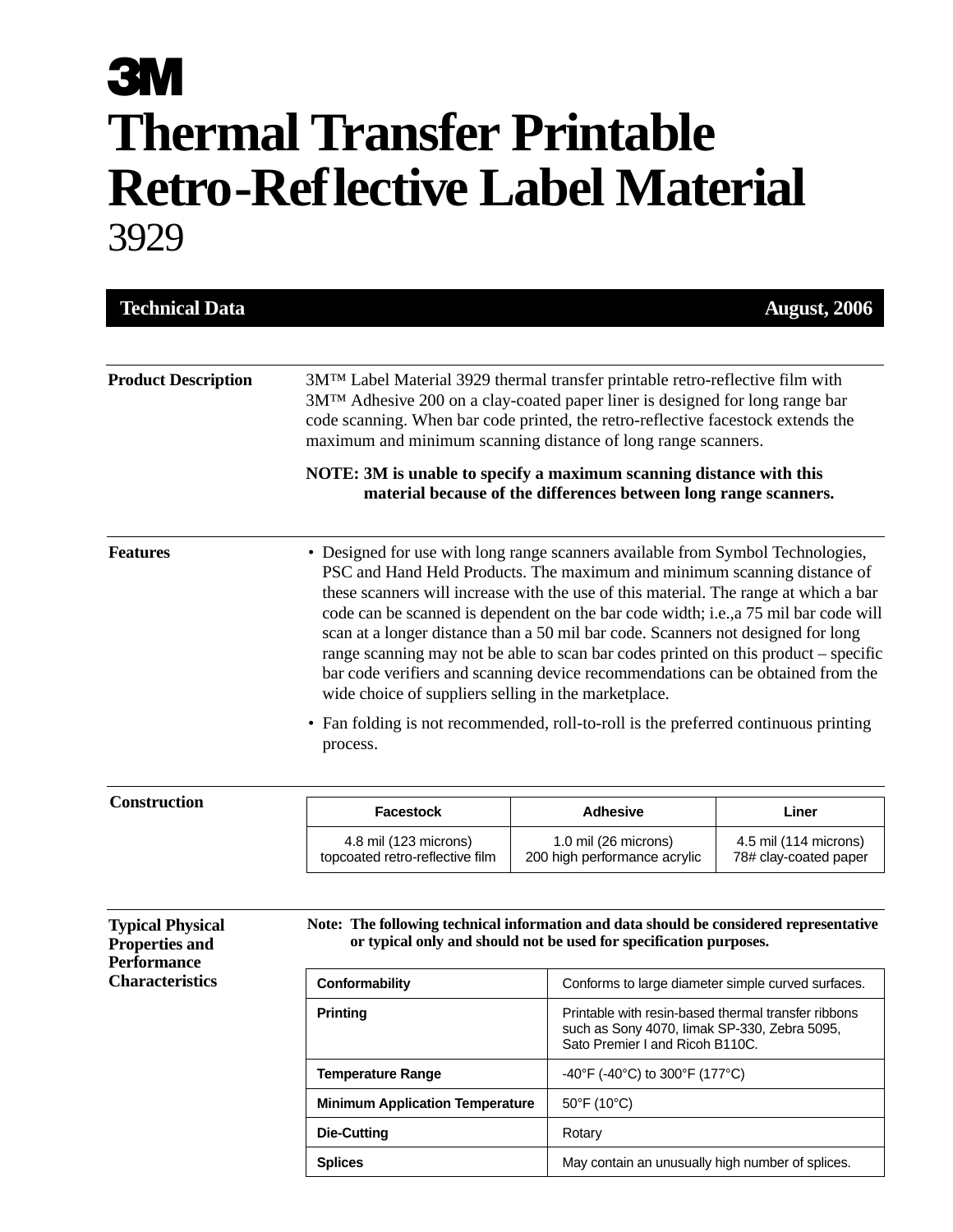# 3M

# Thermal Transfer Printable Retro-Reflective Label Material

## 3929

**Technical Data** — **August, 2006**

---

**Product Description**

3M™ Label Material 3929 thermal transfer printable retro-reflective film with 3M™ Adhesive 200 on a clay-coated paper liner is designed for long range bar code scanning. When bar code printed, the retro-reflective facestock extends the maximum and minimum scanning distance of long range scanners.

**NOTE: 3M is unable to specify a maximum scanning distance with this material because of the differences between long range scanners.**

---

**Features**

- Designed for use with long range scanners available from Symbol Technologies, PSC and Hand Held Products. The maximum and minimum scanning distance of these scanners will increase with the use of this material. The range at which a bar code can be scanned is dependent on the bar code width; i.e.,a 75 mil bar code will scan at a longer distance than a 50 mil bar code. Scanners not designed for long range scanning may not be able to scan bar codes printed on this product – specific bar code verifiers and scanning device recommendations can be obtained from the wide choice of suppliers selling in the marketplace.
- Fan folding is not recommended, roll-to-roll is the preferred continuous printing process.

---

**Construction**

| Facestock | Adhesive | Liner |
|---|---|---|
| 4.8 mil (123 microns) topcoated retro-reflective film | 1.0 mil (26 microns) 200 high performance acrylic | 4.5 mil (114 microns) 78# clay-coated paper |

---

**Typical Physical Properties and Performance Characteristics**

**Note: The following technical information and data should be considered representative or typical only and should not be used for specification purposes.**

| | |
|---|---|
| **Conformability** | Conforms to large diameter simple curved surfaces. |
| **Printing** | Printable with resin-based thermal transfer ribbons such as Sony 4070, Iimak SP-330, Zebra 5095, Sato Premier I and Ricoh B110C. |
| **Temperature Range** | -40°F (-40°C) to 300°F (177°C) |
| **Minimum Application Temperature** | 50°F (10°C) |
| **Die-Cutting** | Rotary |
| **Splices** | May contain an unusually high number of splices. |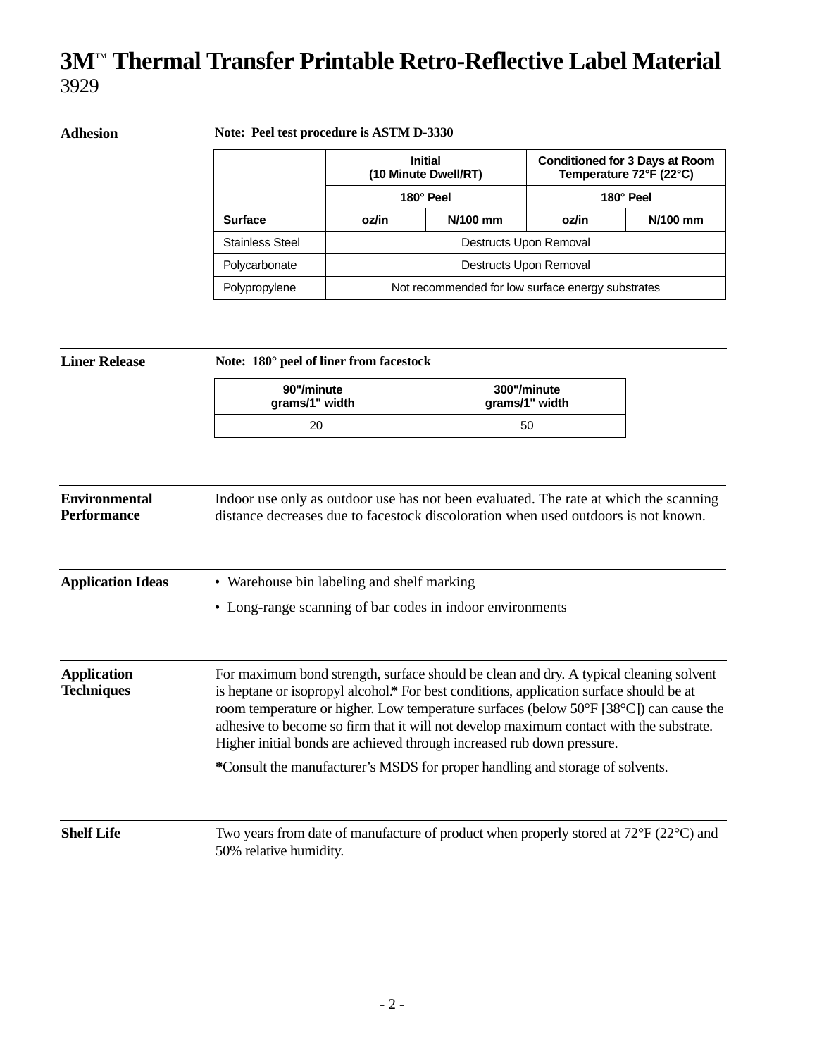# 3M™ Thermal Transfer Printable Retro-Reflective Label Material
3929

## Adhesion

**Note: Peel test procedure is ASTM D-3330**

| | Initial (10 Minute Dwell/RT) | | Conditioned for 3 Days at Room Temperature 72°F (22°C) | |
|---|---|---|---|---|
| | 180° Peel | | 180° Peel | |
| **Surface** | **oz/in** | **N/100 mm** | **oz/in** | **N/100 mm** |
| Stainless Steel | Destructs Upon Removal | | | |
| Polycarbonate | Destructs Upon Removal | | | |
| Polypropylene | Not recommended for low surface energy substrates | | | |

## Liner Release

**Note: 180° peel of liner from facestock**

| 90"/minute grams/1" width | 300"/minute grams/1" width |
|---|---|
| 20 | 50 |

## Environmental Performance

Indoor use only as outdoor use has not been evaluated. The rate at which the scanning distance decreases due to facestock discoloration when used outdoors is not known.

## Application Ideas

- Warehouse bin labeling and shelf marking
- Long-range scanning of bar codes in indoor environments

## Application Techniques

For maximum bond strength, surface should be clean and dry. A typical cleaning solvent is heptane or isopropyl alcohol.**\*** For best conditions, application surface should be at room temperature or higher. Low temperature surfaces (below 50°F [38°C]) can cause the adhesive to become so firm that it will not develop maximum contact with the substrate. Higher initial bonds are achieved through increased rub down pressure.

**\***Consult the manufacturer's MSDS for proper handling and storage of solvents.

## Shelf Life

Two years from date of manufacture of product when properly stored at 72°F (22°C) and 50% relative humidity.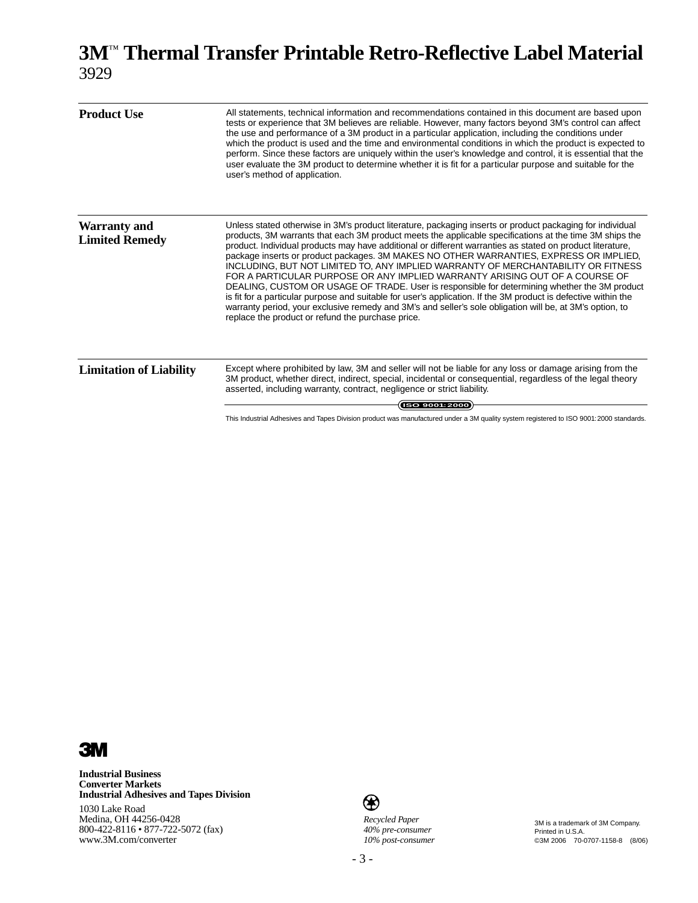# 3M™ Thermal Transfer Printable Retro-Reflective Label Material
3929

## Product Use

All statements, technical information and recommendations contained in this document are based upon tests or experience that 3M believes are reliable. However, many factors beyond 3M's control can affect the use and performance of a 3M product in a particular application, including the conditions under which the product is used and the time and environmental conditions in which the product is expected to perform. Since these factors are uniquely within the user's knowledge and control, it is essential that the user evaluate the 3M product to determine whether it is fit for a particular purpose and suitable for the user's method of application.

## Warranty and Limited Remedy

Unless stated otherwise in 3M's product literature, packaging inserts or product packaging for individual products, 3M warrants that each 3M product meets the applicable specifications at the time 3M ships the product. Individual products may have additional or different warranties as stated on product literature, package inserts or product packages. 3M MAKES NO OTHER WARRANTIES, EXPRESS OR IMPLIED, INCLUDING, BUT NOT LIMITED TO, ANY IMPLIED WARRANTY OF MERCHANTABILITY OR FITNESS FOR A PARTICULAR PURPOSE OR ANY IMPLIED WARRANTY ARISING OUT OF A COURSE OF DEALING, CUSTOM OR USAGE OF TRADE. User is responsible for determining whether the 3M product is fit for a particular purpose and suitable for user's application. If the 3M product is defective within the warranty period, your exclusive remedy and 3M's and seller's sole obligation will be, at 3M's option, to replace the product or refund the purchase price.

## Limitation of Liability

Except where prohibited by law, 3M and seller will not be liable for any loss or damage arising from the 3M product, whether direct, indirect, special, incidental or consequential, regardless of the legal theory asserted, including warranty, contract, negligence or strict liability.

ISO 9001:2000

This Industrial Adhesives and Tapes Division product was manufactured under a 3M quality system registered to ISO 9001:2000 standards.

3M

**Industrial Business**
**Converter Markets**
**Industrial Adhesives and Tapes Division**

1030 Lake Road
Medina, OH 44256-0428
800-422-8116 • 877-722-5072 (fax)
www.3M.com/converter

*Recycled Paper*
*40% pre-consumer*
*10% post-consumer*

3M is a trademark of 3M Company.
Printed in U.S.A.
©3M 2006 70-0707-1158-8 (8/06)